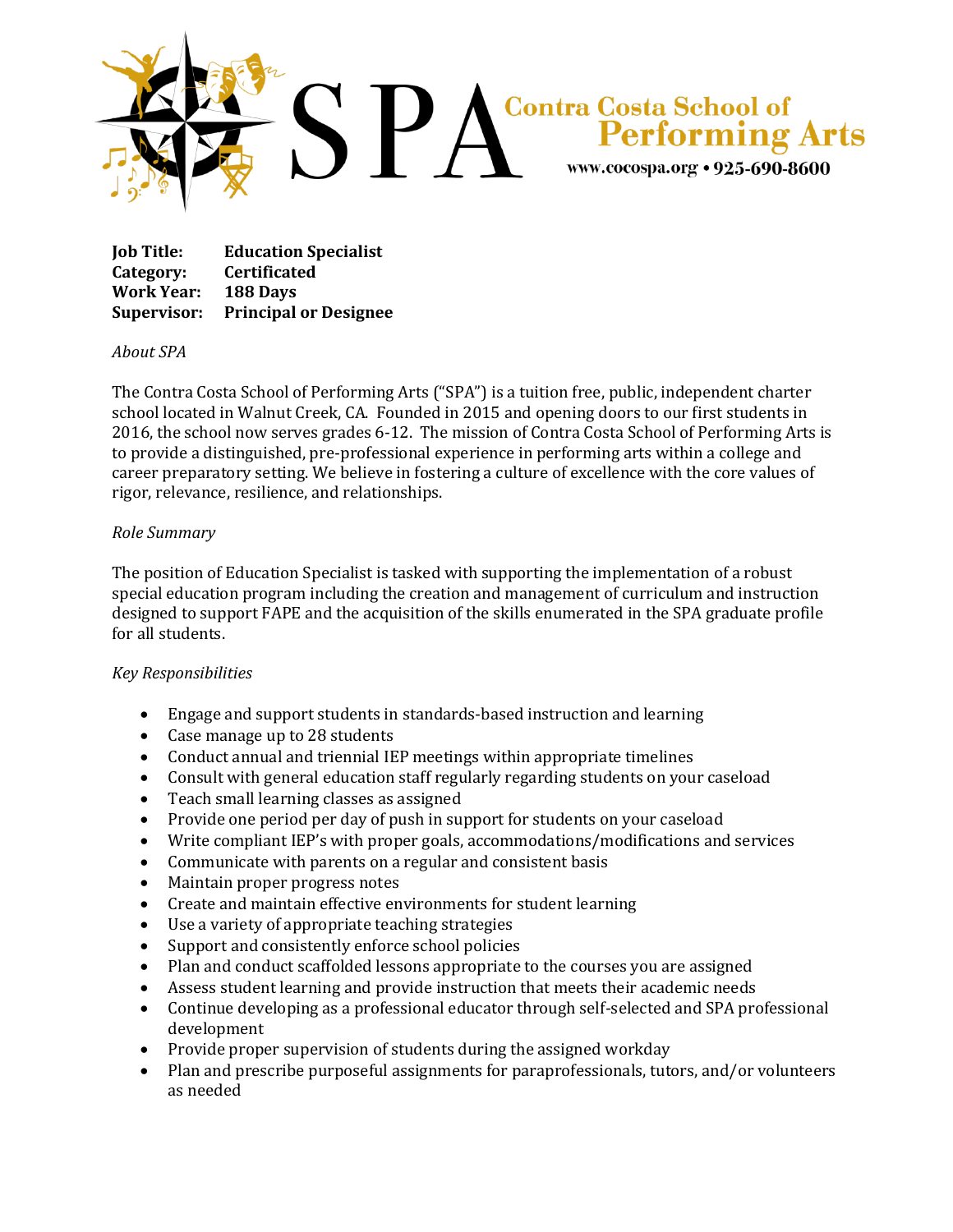SPA Contra Costa School of Performing Arts

www.cocospa.org • 925-690-8600

**Job Title:** **Education Specialist**
**Category:** **Certificated**
**Work Year:** **188 Days**
**Supervisor:** **Principal or Designee**

*About SPA*

The Contra Costa School of Performing Arts ("SPA") is a tuition free, public, independent charter school located in Walnut Creek, CA. Founded in 2015 and opening doors to our first students in 2016, the school now serves grades 6-12. The mission of Contra Costa School of Performing Arts is to provide a distinguished, pre-professional experience in performing arts within a college and career preparatory setting. We believe in fostering a culture of excellence with the core values of rigor, relevance, resilience, and relationships.

*Role Summary*

The position of Education Specialist is tasked with supporting the implementation of a robust special education program including the creation and management of curriculum and instruction designed to support FAPE and the acquisition of the skills enumerated in the SPA graduate profile for all students.

*Key Responsibilities*

- Engage and support students in standards-based instruction and learning
- Case manage up to 28 students
- Conduct annual and triennial IEP meetings within appropriate timelines
- Consult with general education staff regularly regarding students on your caseload
- Teach small learning classes as assigned
- Provide one period per day of push in support for students on your caseload
- Write compliant IEP's with proper goals, accommodations/modifications and services
- Communicate with parents on a regular and consistent basis
- Maintain proper progress notes
- Create and maintain effective environments for student learning
- Use a variety of appropriate teaching strategies
- Support and consistently enforce school policies
- Plan and conduct scaffolded lessons appropriate to the courses you are assigned
- Assess student learning and provide instruction that meets their academic needs
- Continue developing as a professional educator through self-selected and SPA professional development
- Provide proper supervision of students during the assigned workday
- Plan and prescribe purposeful assignments for paraprofessionals, tutors, and/or volunteers as needed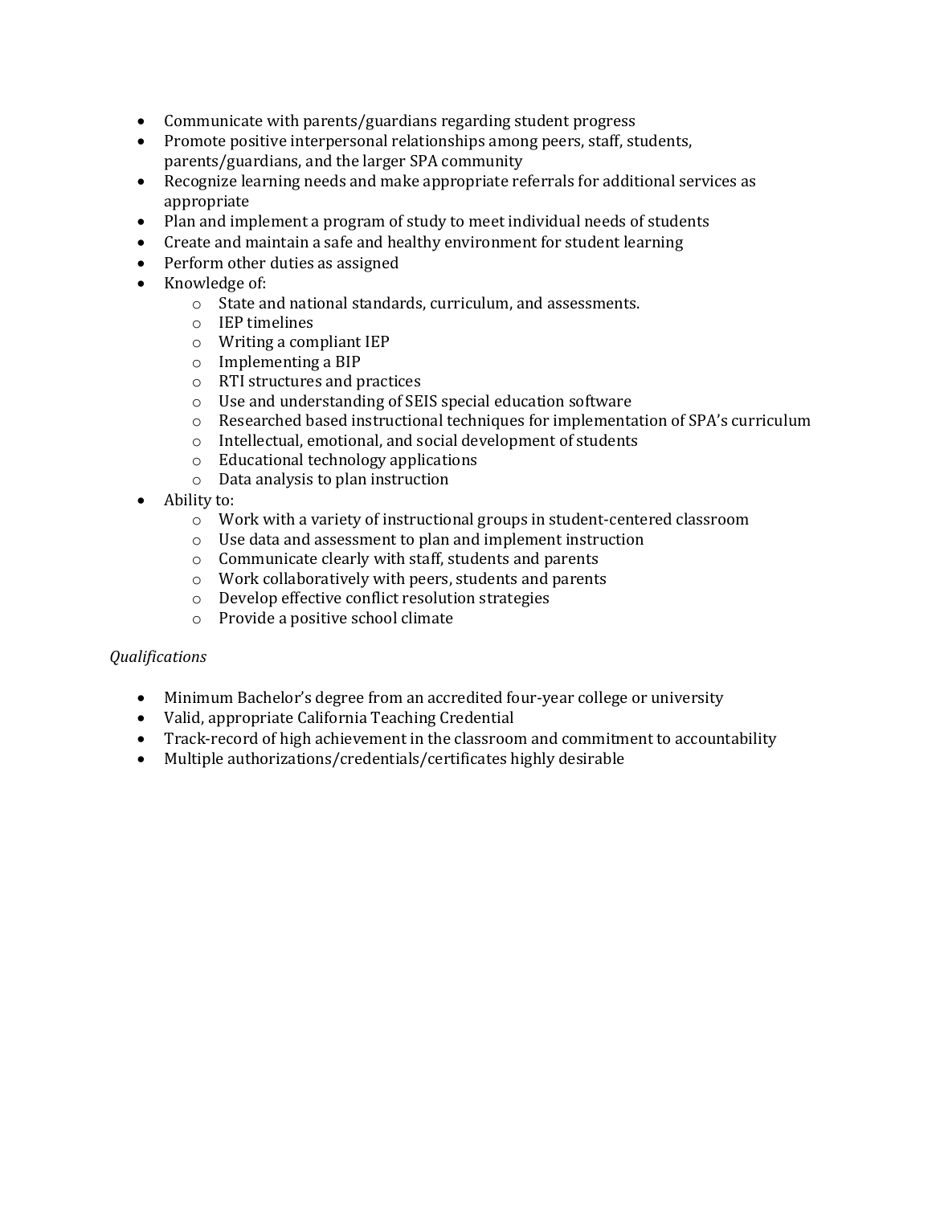- Communicate with parents/guardians regarding student progress
- Promote positive interpersonal relationships among peers, staff, students, parents/guardians, and the larger SPA community
- Recognize learning needs and make appropriate referrals for additional services as appropriate
- Plan and implement a program of study to meet individual needs of students
- Create and maintain a safe and healthy environment for student learning
- Perform other duties as assigned
- Knowledge of:
    - State and national standards, curriculum, and assessments.
    - IEP timelines
    - Writing a compliant IEP
    - Implementing a BIP
    - RTI structures and practices
    - Use and understanding of SEIS special education software
    - Researched based instructional techniques for implementation of SPA's curriculum
    - Intellectual, emotional, and social development of students
    - Educational technology applications
    - Data analysis to plan instruction
- Ability to:
    - Work with a variety of instructional groups in student-centered classroom
    - Use data and assessment to plan and implement instruction
    - Communicate clearly with staff, students and parents
    - Work collaboratively with peers, students and parents
    - Develop effective conflict resolution strategies
    - Provide a positive school climate

*Qualifications*

- Minimum Bachelor's degree from an accredited four-year college or university
- Valid, appropriate California Teaching Credential
- Track-record of high achievement in the classroom and commitment to accountability
- Multiple authorizations/credentials/certificates highly desirable